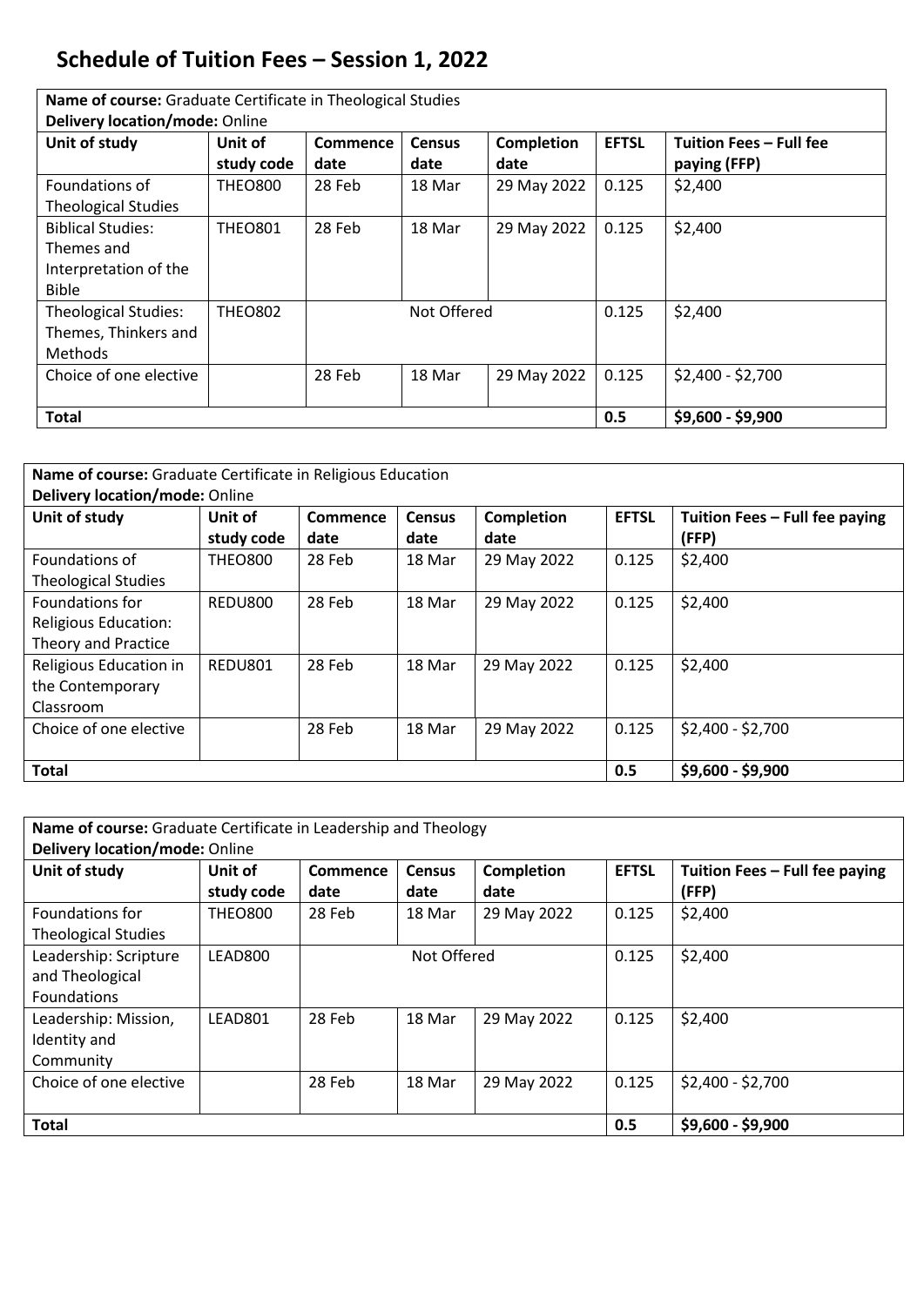# Schedule of Tuition Fees – Session 1, 2022

| **Name of course:** Graduate Certificate in Theological Studies<br>**Delivery location/mode:** Online | | | | | | |
|---|---|---|---|---|---|---|
| **Unit of study** | **Unit of study code** | **Commence date** | **Census date** | **Completion date** | **EFTSL** | **Tuition Fees – Full fee paying (FFP)** |
| Foundations of Theological Studies | THEO800 | 28 Feb | 18 Mar | 29 May 2022 | 0.125 | $2,400 |
| Biblical Studies: Themes and Interpretation of the Bible | THEO801 | 28 Feb | 18 Mar | 29 May 2022 | 0.125 | $2,400 |
| Theological Studies: Themes, Thinkers and Methods | THEO802 | Not Offered | | | 0.125 | $2,400 |
| Choice of one elective | | 28 Feb | 18 Mar | 29 May 2022 | 0.125 | $2,400 - $2,700 |
| **Total** | | | | | **0.5** | **$9,600 - $9,900** |

| **Name of course:** Graduate Certificate in Religious Education<br>**Delivery location/mode:** Online | | | | | | |
|---|---|---|---|---|---|---|
| **Unit of study** | **Unit of study code** | **Commence date** | **Census date** | **Completion date** | **EFTSL** | **Tuition Fees – Full fee paying (FFP)** |
| Foundations of Theological Studies | THEO800 | 28 Feb | 18 Mar | 29 May 2022 | 0.125 | $2,400 |
| Foundations for Religious Education: Theory and Practice | REDU800 | 28 Feb | 18 Mar | 29 May 2022 | 0.125 | $2,400 |
| Religious Education in the Contemporary Classroom | REDU801 | 28 Feb | 18 Mar | 29 May 2022 | 0.125 | $2,400 |
| Choice of one elective | | 28 Feb | 18 Mar | 29 May 2022 | 0.125 | $2,400 - $2,700 |
| **Total** | | | | | **0.5** | **$9,600 - $9,900** |

| **Name of course:** Graduate Certificate in Leadership and Theology<br>**Delivery location/mode:** Online | | | | | | |
|---|---|---|---|---|---|---|
| **Unit of study** | **Unit of study code** | **Commence date** | **Census date** | **Completion date** | **EFTSL** | **Tuition Fees – Full fee paying (FFP)** |
| Foundations for Theological Studies | THEO800 | 28 Feb | 18 Mar | 29 May 2022 | 0.125 | $2,400 |
| Leadership: Scripture and Theological Foundations | LEAD800 | Not Offered | | | 0.125 | $2,400 |
| Leadership: Mission, Identity and Community | LEAD801 | 28 Feb | 18 Mar | 29 May 2022 | 0.125 | $2,400 |
| Choice of one elective | | 28 Feb | 18 Mar | 29 May 2022 | 0.125 | $2,400 - $2,700 |
| **Total** | | | | | **0.5** | **$9,600 - $9,900** |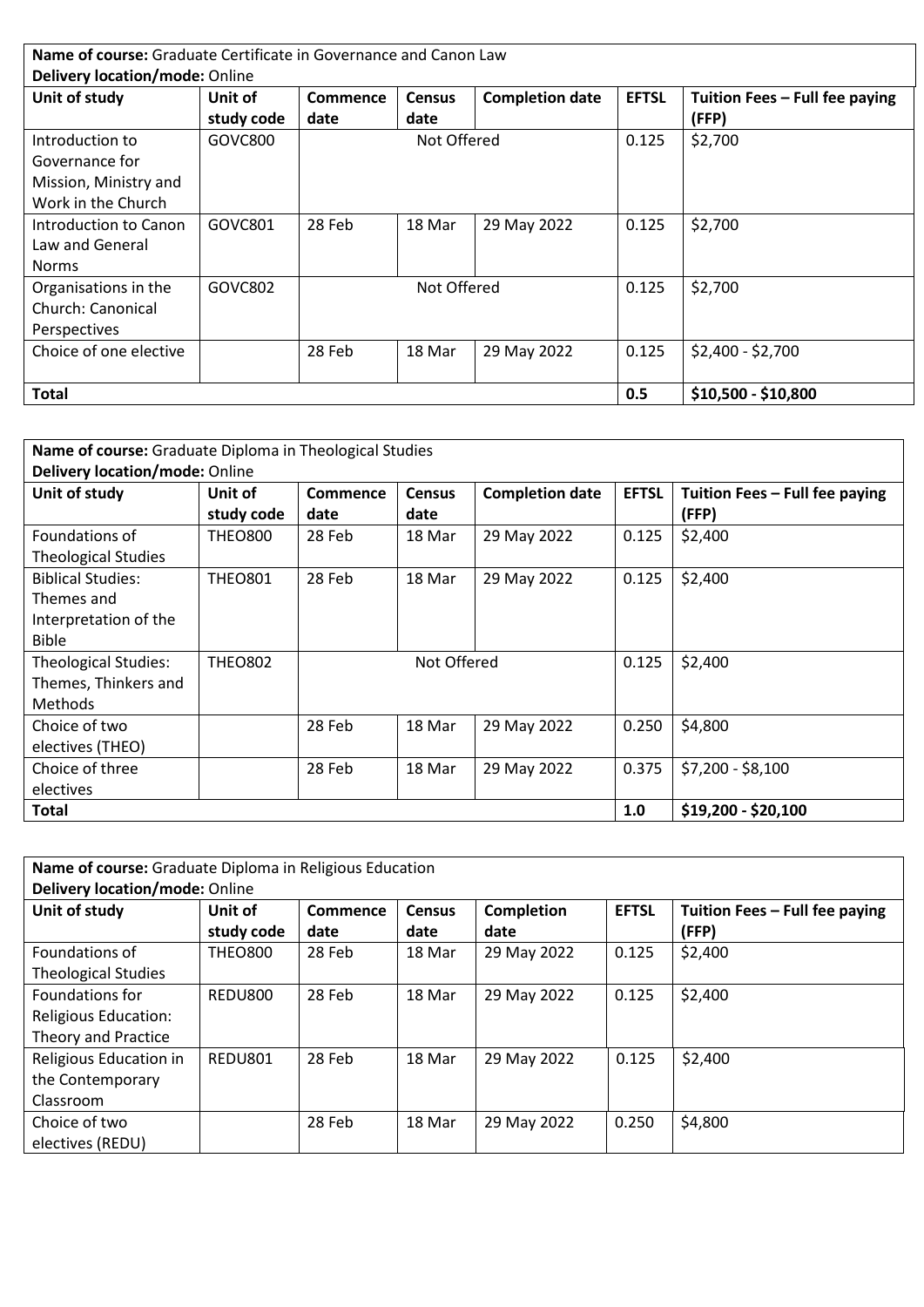**Name of course:** Graduate Certificate in Governance and Canon Law
**Delivery location/mode:** Online

| Unit of study | Unit of study code | Commence date | Census date | Completion date | EFTSL | Tuition Fees – Full fee paying (FFP) |
|---|---|---|---|---|---|---|
| Introduction to Governance for Mission, Ministry and Work in the Church | GOVC800 | Not Offered | | | 0.125 | $2,700 |
| Introduction to Canon Law and General Norms | GOVC801 | 28 Feb | 18 Mar | 29 May 2022 | 0.125 | $2,700 |
| Organisations in the Church: Canonical Perspectives | GOVC802 | Not Offered | | | 0.125 | $2,700 |
| Choice of one elective | | 28 Feb | 18 Mar | 29 May 2022 | 0.125 | $2,400 - $2,700 |
| **Total** | | | | | **0.5** | **$10,500 - $10,800** |

**Name of course:** Graduate Diploma in Theological Studies
**Delivery location/mode:** Online

| Unit of study | Unit of study code | Commence date | Census date | Completion date | EFTSL | Tuition Fees – Full fee paying (FFP) |
|---|---|---|---|---|---|---|
| Foundations of Theological Studies | THEO800 | 28 Feb | 18 Mar | 29 May 2022 | 0.125 | $2,400 |
| Biblical Studies: Themes and Interpretation of the Bible | THEO801 | 28 Feb | 18 Mar | 29 May 2022 | 0.125 | $2,400 |
| Theological Studies: Themes, Thinkers and Methods | THEO802 | Not Offered | | | 0.125 | $2,400 |
| Choice of two electives (THEO) | | 28 Feb | 18 Mar | 29 May 2022 | 0.250 | $4,800 |
| Choice of three electives | | 28 Feb | 18 Mar | 29 May 2022 | 0.375 | $7,200 - $8,100 |
| **Total** | | | | | **1.0** | **$19,200 - $20,100** |

**Name of course:** Graduate Diploma in Religious Education
**Delivery location/mode:** Online

| Unit of study | Unit of study code | Commence date | Census date | Completion date | EFTSL | Tuition Fees – Full fee paying (FFP) |
|---|---|---|---|---|---|---|
| Foundations of Theological Studies | THEO800 | 28 Feb | 18 Mar | 29 May 2022 | 0.125 | $2,400 |
| Foundations for Religious Education: Theory and Practice | REDU800 | 28 Feb | 18 Mar | 29 May 2022 | 0.125 | $2,400 |
| Religious Education in the Contemporary Classroom | REDU801 | 28 Feb | 18 Mar | 29 May 2022 | 0.125 | $2,400 |
| Choice of two electives (REDU) | | 28 Feb | 18 Mar | 29 May 2022 | 0.250 | $4,800 |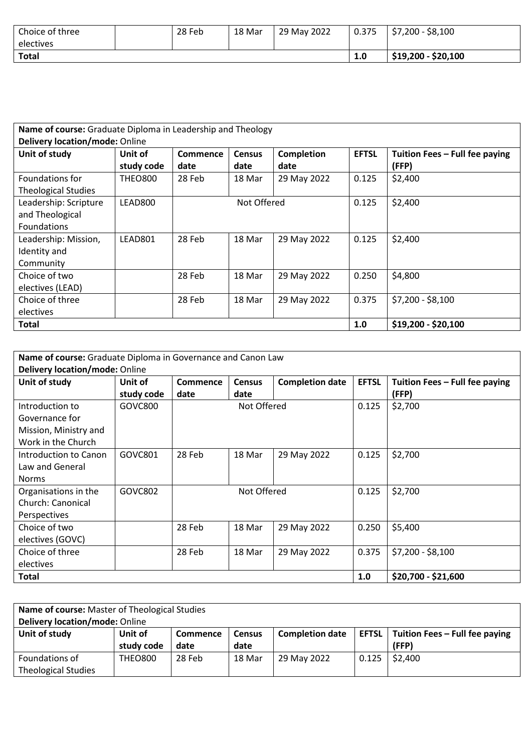| Choice of three electives | | 28 Feb | 18 Mar | 29 May 2022 | 0.375 | $7,200 - $8,100 |
|---|---|---|---|---|---|---|
| **Total** | | | | | **1.0** | **$19,200 - $20,100** |

**Name of course:** Graduate Diploma in Leadership and Theology
**Delivery location/mode:** Online

| Unit of study | Unit of study code | Commence date | Census date | Completion date | EFTSL | Tuition Fees – Full fee paying (FFP) |
|---|---|---|---|---|---|---|
| Foundations for Theological Studies | THEO800 | 28 Feb | 18 Mar | 29 May 2022 | 0.125 | $2,400 |
| Leadership: Scripture and Theological Foundations | LEAD800 | Not Offered | | | 0.125 | $2,400 |
| Leadership: Mission, Identity and Community | LEAD801 | 28 Feb | 18 Mar | 29 May 2022 | 0.125 | $2,400 |
| Choice of two electives (LEAD) | | 28 Feb | 18 Mar | 29 May 2022 | 0.250 | $4,800 |
| Choice of three electives | | 28 Feb | 18 Mar | 29 May 2022 | 0.375 | $7,200 - $8,100 |
| **Total** | | | | | **1.0** | **$19,200 - $20,100** |

**Name of course:** Graduate Diploma in Governance and Canon Law
**Delivery location/mode:** Online

| Unit of study | Unit of study code | Commence date | Census date | Completion date | EFTSL | Tuition Fees – Full fee paying (FFP) |
|---|---|---|---|---|---|---|
| Introduction to Governance for Mission, Ministry and Work in the Church | GOVC800 | Not Offered | | | 0.125 | $2,700 |
| Introduction to Canon Law and General Norms | GOVC801 | 28 Feb | 18 Mar | 29 May 2022 | 0.125 | $2,700 |
| Organisations in the Church: Canonical Perspectives | GOVC802 | Not Offered | | | 0.125 | $2,700 |
| Choice of two electives (GOVC) | | 28 Feb | 18 Mar | 29 May 2022 | 0.250 | $5,400 |
| Choice of three electives | | 28 Feb | 18 Mar | 29 May 2022 | 0.375 | $7,200 - $8,100 |
| **Total** | | | | | **1.0** | **$20,700 - $21,600** |

**Name of course:** Master of Theological Studies
**Delivery location/mode:** Online

| Unit of study | Unit of study code | Commence date | Census date | Completion date | EFTSL | Tuition Fees – Full fee paying (FFP) |
|---|---|---|---|---|---|---|
| Foundations of Theological Studies | THEO800 | 28 Feb | 18 Mar | 29 May 2022 | 0.125 | $2,400 |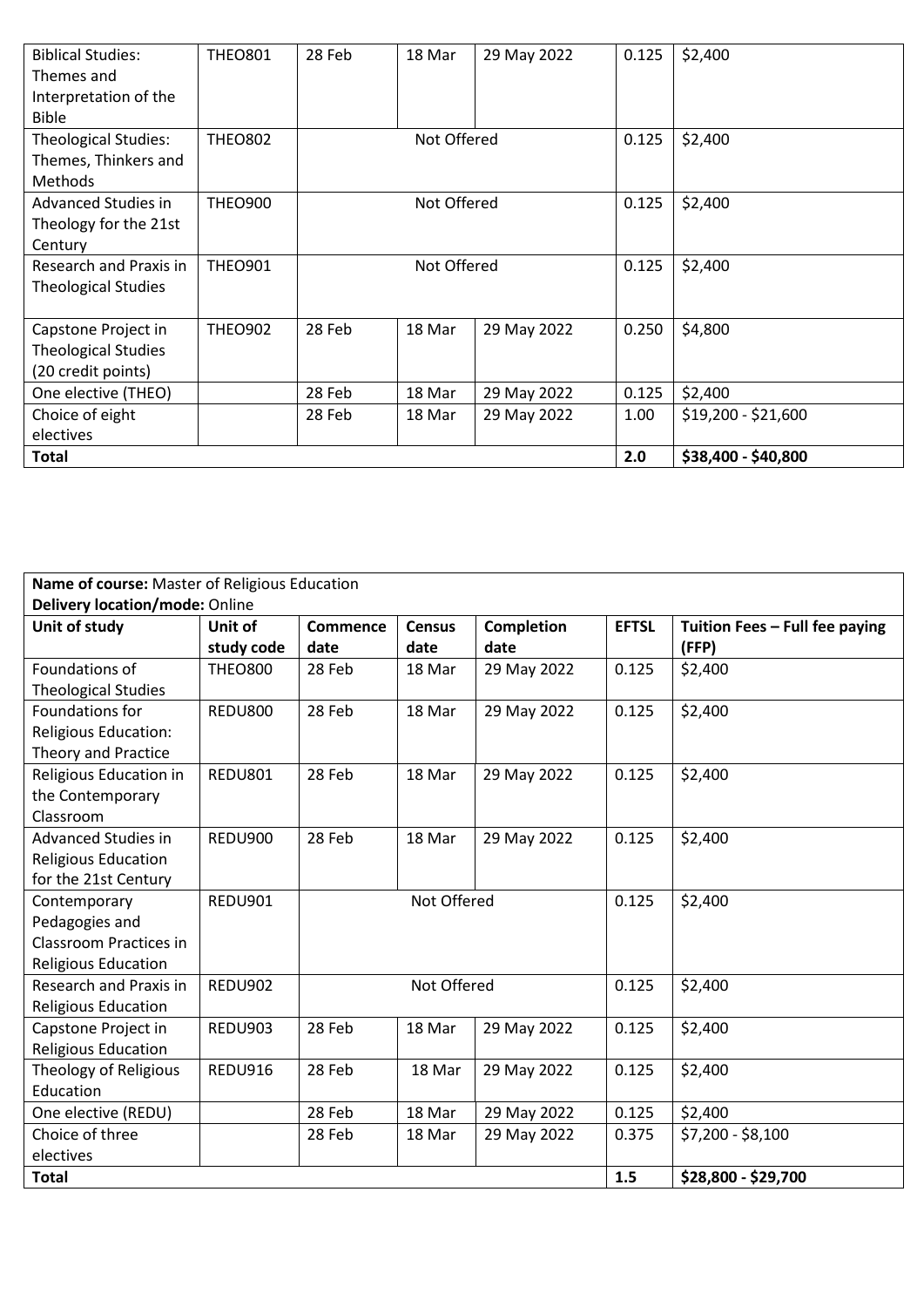| Biblical Studies: Themes and Interpretation of the Bible | THEO801 | 28 Feb | 18 Mar | 29 May 2022 | 0.125 | $2,400 |
|---|---|---|---|---|---|---|
| Theological Studies: Themes, Thinkers and Methods | THEO802 | Not Offered | | | 0.125 | $2,400 |
| Advanced Studies in Theology for the 21st Century | THEO900 | Not Offered | | | 0.125 | $2,400 |
| Research and Praxis in Theological Studies | THEO901 | Not Offered | | | 0.125 | $2,400 |
| Capstone Project in Theological Studies (20 credit points) | THEO902 | 28 Feb | 18 Mar | 29 May 2022 | 0.250 | $4,800 |
| One elective (THEO) | | 28 Feb | 18 Mar | 29 May 2022 | 0.125 | $2,400 |
| Choice of eight electives | | 28 Feb | 18 Mar | 29 May 2022 | 1.00 | $19,200 - $21,600 |
| **Total** | | | | | **2.0** | **$38,400 - $40,800** |

| **Name of course:** Master of Religious Education<br>**Delivery location/mode:** Online | | | | | | |
|---|---|---|---|---|---|---|
| **Unit of study** | **Unit of study code** | **Commence date** | **Census date** | **Completion date** | **EFTSL** | **Tuition Fees – Full fee paying (FFP)** |
| Foundations of Theological Studies | THEO800 | 28 Feb | 18 Mar | 29 May 2022 | 0.125 | $2,400 |
| Foundations for Religious Education: Theory and Practice | REDU800 | 28 Feb | 18 Mar | 29 May 2022 | 0.125 | $2,400 |
| Religious Education in the Contemporary Classroom | REDU801 | 28 Feb | 18 Mar | 29 May 2022 | 0.125 | $2,400 |
| Advanced Studies in Religious Education for the 21st Century | REDU900 | 28 Feb | 18 Mar | 29 May 2022 | 0.125 | $2,400 |
| Contemporary Pedagogies and Classroom Practices in Religious Education | REDU901 | Not Offered | | | 0.125 | $2,400 |
| Research and Praxis in Religious Education | REDU902 | Not Offered | | | 0.125 | $2,400 |
| Capstone Project in Religious Education | REDU903 | 28 Feb | 18 Mar | 29 May 2022 | 0.125 | $2,400 |
| Theology of Religious Education | REDU916 | 28 Feb | 18 Mar | 29 May 2022 | 0.125 | $2,400 |
| One elective (REDU) | | 28 Feb | 18 Mar | 29 May 2022 | 0.125 | $2,400 |
| Choice of three electives | | 28 Feb | 18 Mar | 29 May 2022 | 0.375 | $7,200 - $8,100 |
| **Total** | | | | | **1.5** | **$28,800 - $29,700** |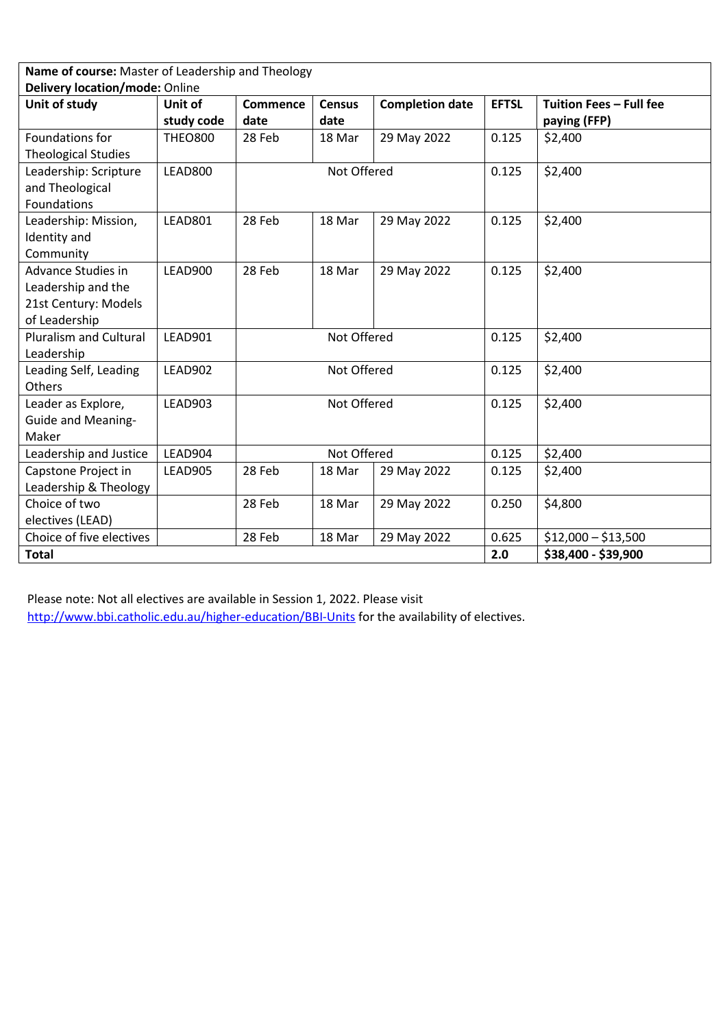| **Name of course:** Master of Leadership and Theology | | | | | | |
|---|---|---|---|---|---|---|
| **Delivery location/mode:** Online | | | | | | |
| **Unit of study** | **Unit of study code** | **Commence date** | **Census date** | **Completion date** | **EFTSL** | **Tuition Fees – Full fee paying (FFP)** |
| Foundations for Theological Studies | THEO800 | 28 Feb | 18 Mar | 29 May 2022 | 0.125 | $2,400 |
| Leadership: Scripture and Theological Foundations | LEAD800 | Not Offered | | | 0.125 | $2,400 |
| Leadership: Mission, Identity and Community | LEAD801 | 28 Feb | 18 Mar | 29 May 2022 | 0.125 | $2,400 |
| Advance Studies in Leadership and the 21st Century: Models of Leadership | LEAD900 | 28 Feb | 18 Mar | 29 May 2022 | 0.125 | $2,400 |
| Pluralism and Cultural Leadership | LEAD901 | Not Offered | | | 0.125 | $2,400 |
| Leading Self, Leading Others | LEAD902 | Not Offered | | | 0.125 | $2,400 |
| Leader as Explore, Guide and Meaning-Maker | LEAD903 | Not Offered | | | 0.125 | $2,400 |
| Leadership and Justice | LEAD904 | Not Offered | | | 0.125 | $2,400 |
| Capstone Project in Leadership & Theology | LEAD905 | 28 Feb | 18 Mar | 29 May 2022 | 0.125 | $2,400 |
| Choice of two electives (LEAD) | | 28 Feb | 18 Mar | 29 May 2022 | 0.250 | $4,800 |
| Choice of five electives | | 28 Feb | 18 Mar | 29 May 2022 | 0.625 | $12,000 – $13,500 |
| **Total** | | | | | **2.0** | **$38,400 - $39,900** |

Please note: Not all electives are available in Session 1, 2022. Please visit [http://www.bbi.catholic.edu.au/higher-education/BBI-Units](http://www.bbi.catholic.edu.au/higher-education/BBI-Units) for the availability of electives.